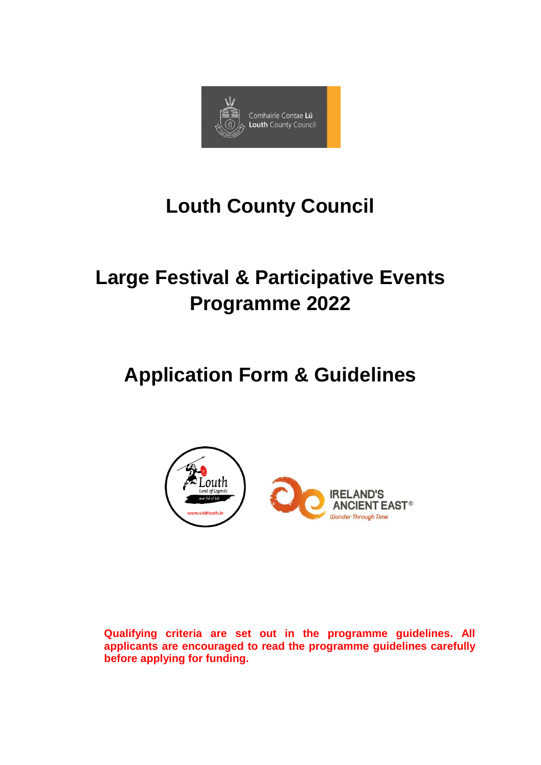# Louth County Council

# Large Festival & Participative Events Programme 2022

# Application Form & Guidelines

**Qualifying criteria are set out in the programme guidelines. All applicants are encouraged to read the programme guidelines carefully before applying for funding.**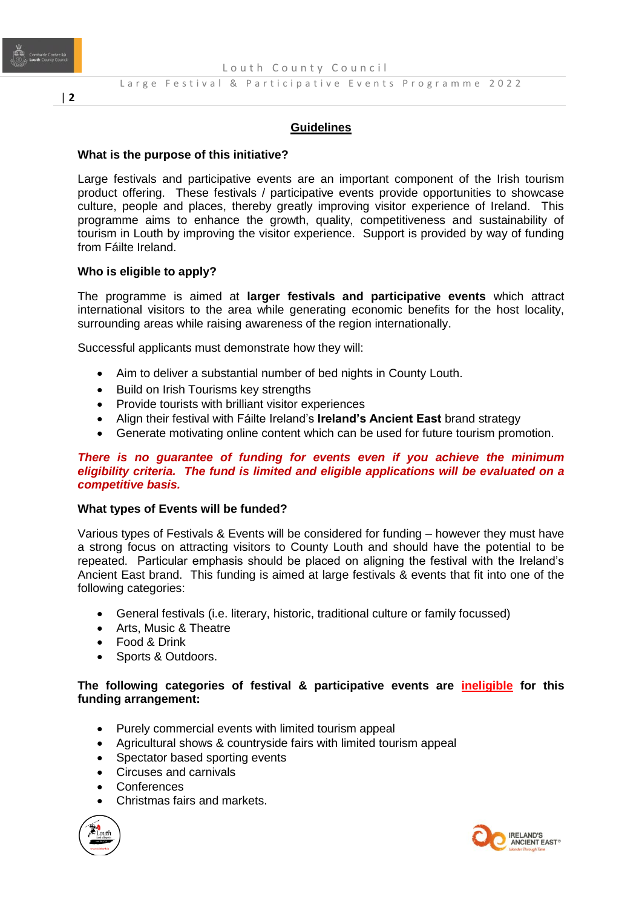## Guidelines

**What is the purpose of this initiative?**

Large festivals and participative events are an important component of the Irish tourism product offering. These festivals / participative events provide opportunities to showcase culture, people and places, thereby greatly improving visitor experience of Ireland. This programme aims to enhance the growth, quality, competitiveness and sustainability of tourism in Louth by improving the visitor experience. Support is provided by way of funding from Fáilte Ireland.

**Who is eligible to apply?**

The programme is aimed at **larger festivals and participative events** which attract international visitors to the area while generating economic benefits for the host locality, surrounding areas while raising awareness of the region internationally.

Successful applicants must demonstrate how they will:

- Aim to deliver a substantial number of bed nights in County Louth.
- Build on Irish Tourisms key strengths
- Provide tourists with brilliant visitor experiences
- Align their festival with Fáilte Ireland's **Ireland's Ancient East** brand strategy
- Generate motivating online content which can be used for future tourism promotion.

***There is no guarantee of funding for events even if you achieve the minimum eligibility criteria. The fund is limited and eligible applications will be evaluated on a competitive basis.***

**What types of Events will be funded?**

Various types of Festivals & Events will be considered for funding – however they must have a strong focus on attracting visitors to County Louth and should have the potential to be repeated. Particular emphasis should be placed on aligning the festival with the Ireland's Ancient East brand. This funding is aimed at large festivals & events that fit into one of the following categories:

- General festivals (i.e. literary, historic, traditional culture or family focussed)
- Arts, Music & Theatre
- Food & Drink
- Sports & Outdoors.

**The following categories of festival & participative events are ineligible for this funding arrangement:**

- Purely commercial events with limited tourism appeal
- Agricultural shows & countryside fairs with limited tourism appeal
- Spectator based sporting events
- Circuses and carnivals
- Conferences
- Christmas fairs and markets.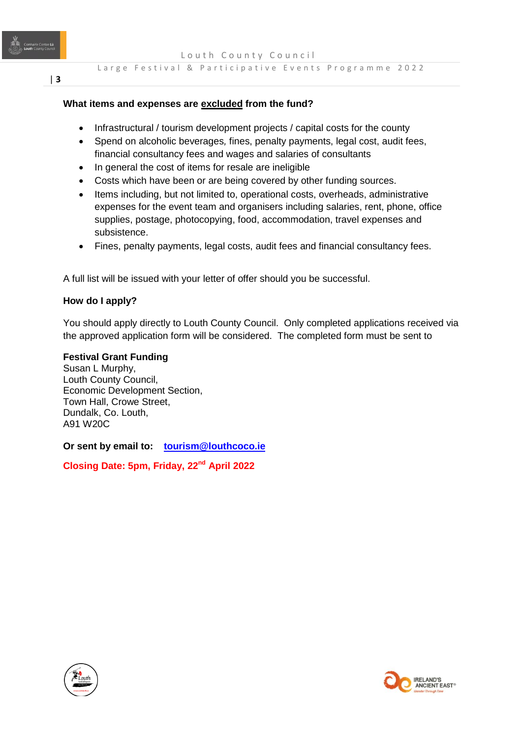### What items and expenses are excluded from the fund?

- Infrastructural / tourism development projects / capital costs for the county
- Spend on alcoholic beverages, fines, penalty payments, legal cost, audit fees, financial consultancy fees and wages and salaries of consultants
- In general the cost of items for resale are ineligible
- Costs which have been or are being covered by other funding sources.
- Items including, but not limited to, operational costs, overheads, administrative expenses for the event team and organisers including salaries, rent, phone, office supplies, postage, photocopying, food, accommodation, travel expenses and subsistence.
- Fines, penalty payments, legal costs, audit fees and financial consultancy fees.

A full list will be issued with your letter of offer should you be successful.

### How do I apply?

You should apply directly to Louth County Council. Only completed applications received via the approved application form will be considered. The completed form must be sent to

**Festival Grant Funding**
Susan L Murphy,
Louth County Council,
Economic Development Section,
Town Hall, Crowe Street,
Dundalk, Co. Louth,
A91 W20C

**Or sent by email to:** **tourism@louthcoco.ie**

**Closing Date: 5pm, Friday, 22nd April 2022**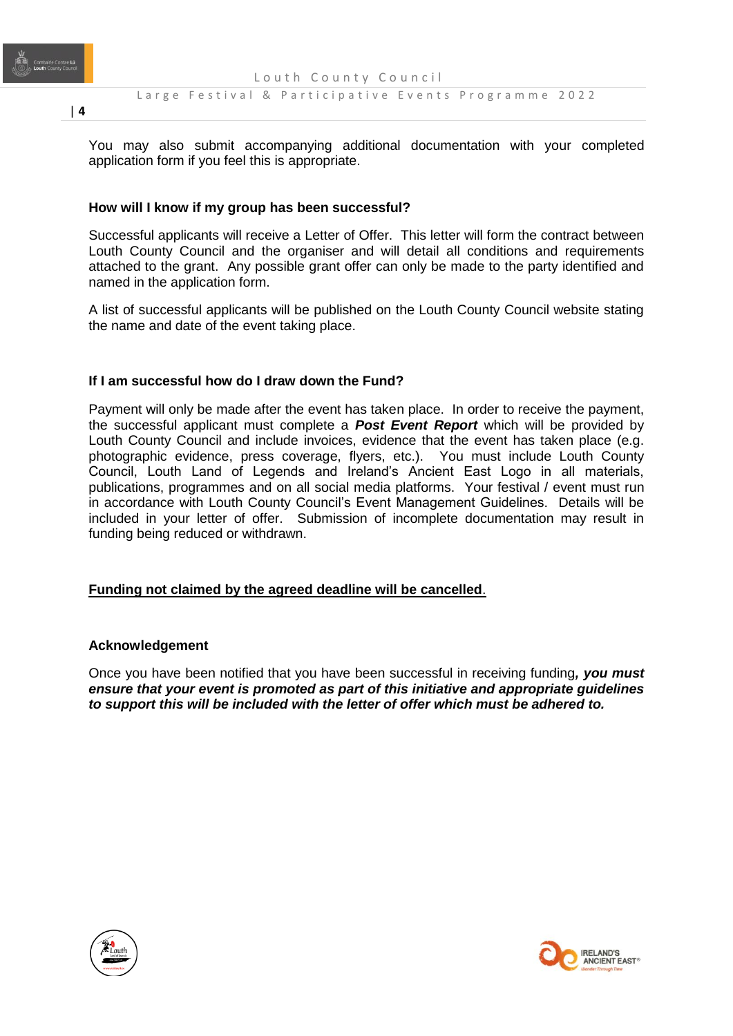You may also submit accompanying additional documentation with your completed application form if you feel this is appropriate.

### How will I know if my group has been successful?

Successful applicants will receive a Letter of Offer. This letter will form the contract between Louth County Council and the organiser and will detail all conditions and requirements attached to the grant. Any possible grant offer can only be made to the party identified and named in the application form.

A list of successful applicants will be published on the Louth County Council website stating the name and date of the event taking place.

### If I am successful how do I draw down the Fund?

Payment will only be made after the event has taken place. In order to receive the payment, the successful applicant must complete a ***Post Event Report*** which will be provided by Louth County Council and include invoices, evidence that the event has taken place (e.g. photographic evidence, press coverage, flyers, etc.). You must include Louth County Council, Louth Land of Legends and Ireland's Ancient East Logo in all materials, publications, programmes and on all social media platforms. Your festival / event must run in accordance with Louth County Council's Event Management Guidelines. Details will be included in your letter of offer. Submission of incomplete documentation may result in funding being reduced or withdrawn.

<u>**Funding not claimed by the agreed deadline will be cancelled**.</u>

### Acknowledgement

Once you have been notified that you have been successful in receiving funding***, you must ensure that your event is promoted as part of this initiative and appropriate guidelines to support this will be included with the letter of offer which must be adhered to.***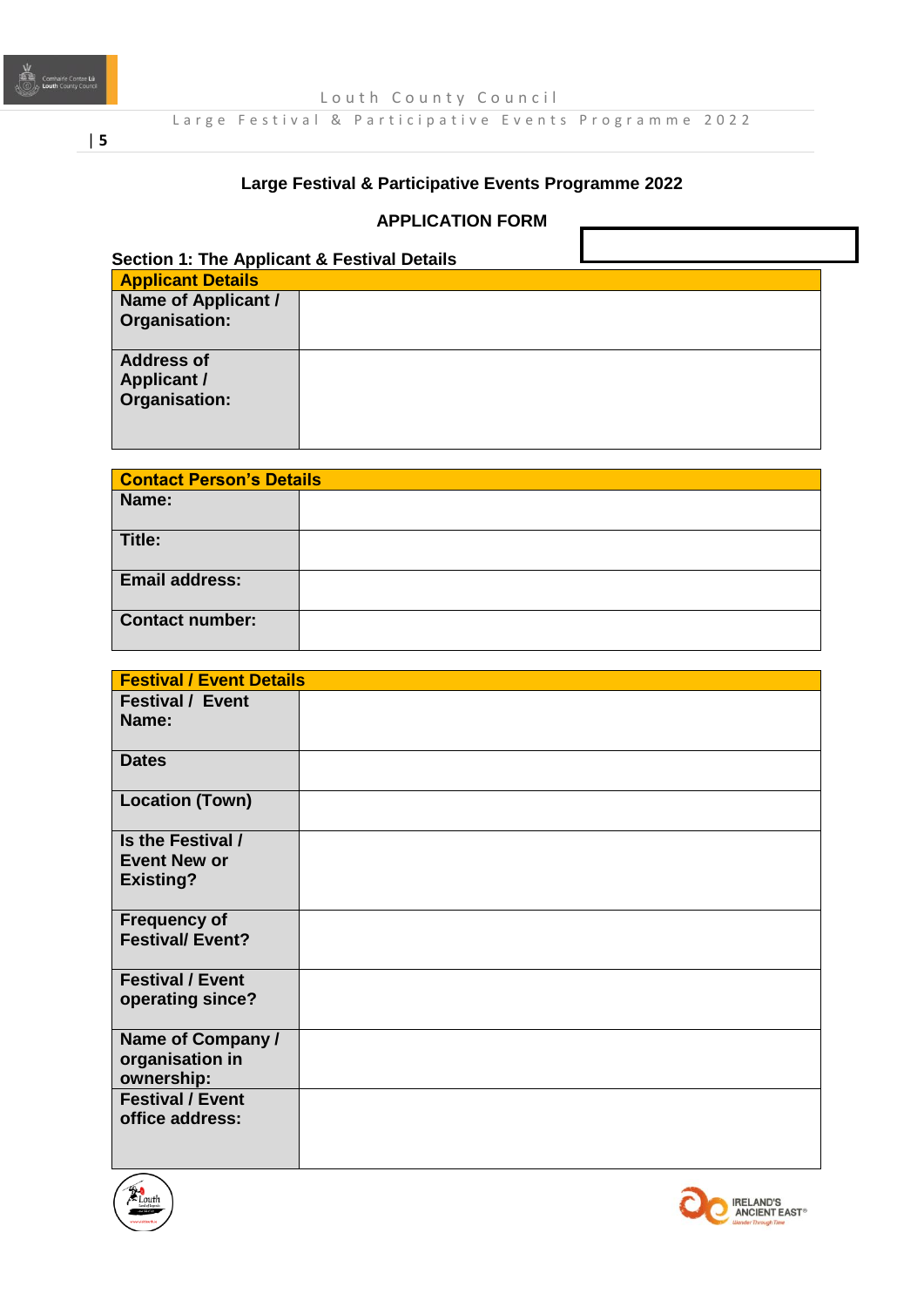## Large Festival & Participative Events Programme 2022

### APPLICATION FORM

**Section 1: The Applicant & Festival Details**

| **Applicant Details** | |
|---|---|
| **Name of Applicant / Organisation:** | |
| **Address of Applicant / Organisation:** | |

| **Contact Person's Details** | |
|---|---|
| **Name:** | |
| **Title:** | |
| **Email address:** | |
| **Contact number:** | |

| **Festival / Event Details** | |
|---|---|
| **Festival / Event Name:** | |
| **Dates** | |
| **Location (Town)** | |
| **Is the Festival / Event New or Existing?** | |
| **Frequency of Festival/ Event?** | |
| **Festival / Event operating since?** | |
| **Name of Company / organisation in ownership:** | |
| **Festival / Event office address:** | |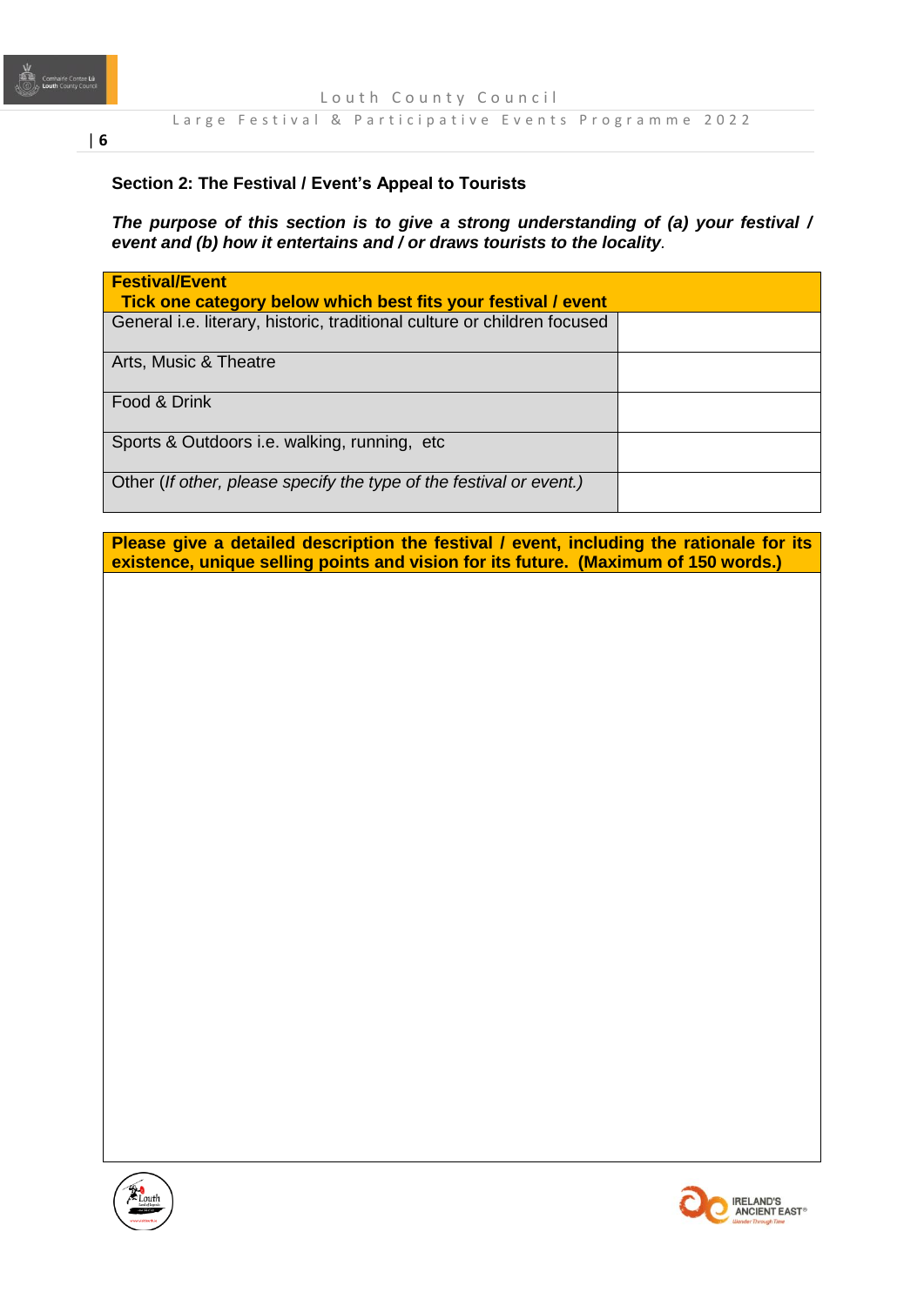## Section 2: The Festival / Event's Appeal to Tourists

***The purpose of this section is to give a strong understanding of (a) your festival / event and (b) how it entertains and / or draws tourists to the locality.***

| **Festival/Event**<br>**Tick one category below which best fits your festival / event** | |
|---|---|
| General i.e. literary, historic, traditional culture or children focused | |
| Arts, Music & Theatre | |
| Food & Drink | |
| Sports & Outdoors i.e. walking, running, etc | |
| Other (*If other, please specify the type of the festival or event.)* | |

| **Please give a detailed description the festival / event, including the rationale for its existence, unique selling points and vision for its future. (Maximum of 150 words.)** |
|---|
| |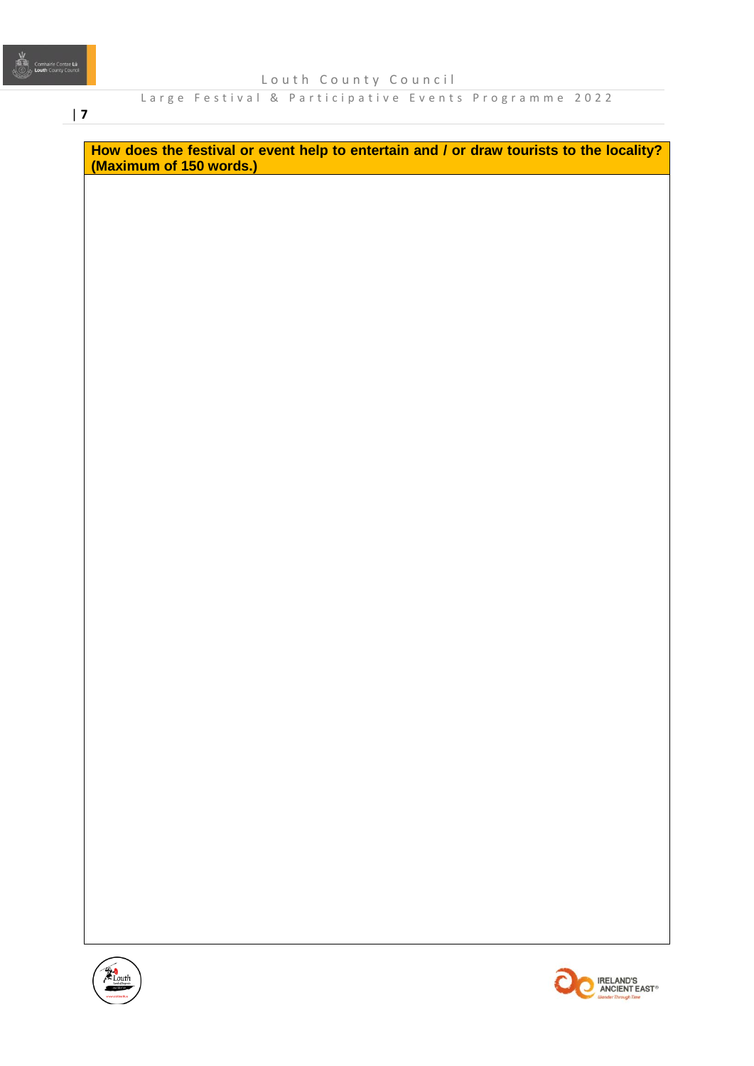| How does the festival or event help to entertain and / or draw tourists to the locality? (Maximum of 150 words.) |
| --- |
| |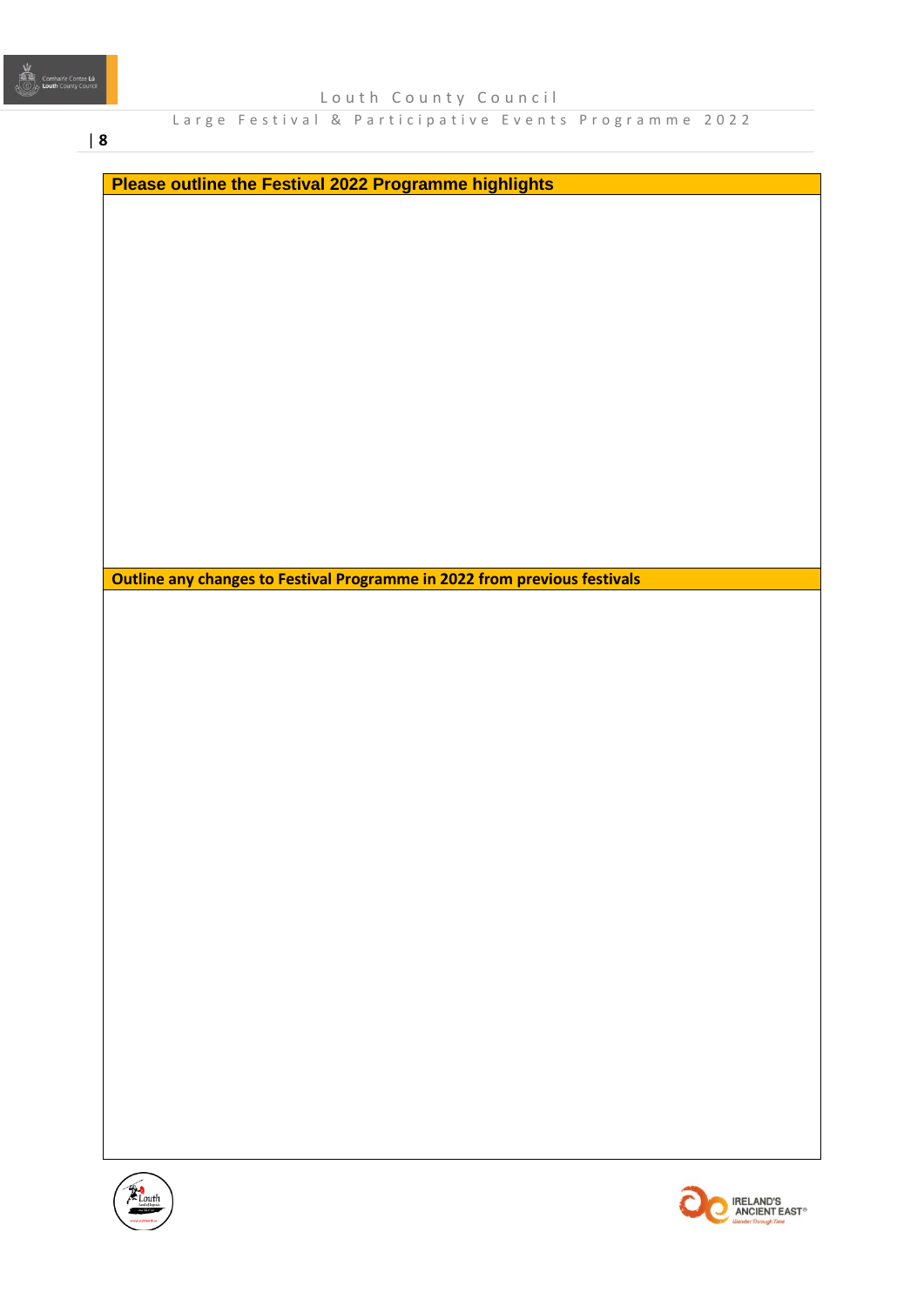| Please outline the Festival 2022 Programme highlights |
| --- |
| |

| Outline any changes to Festival Programme in 2022 from previous festivals |
| --- |
| |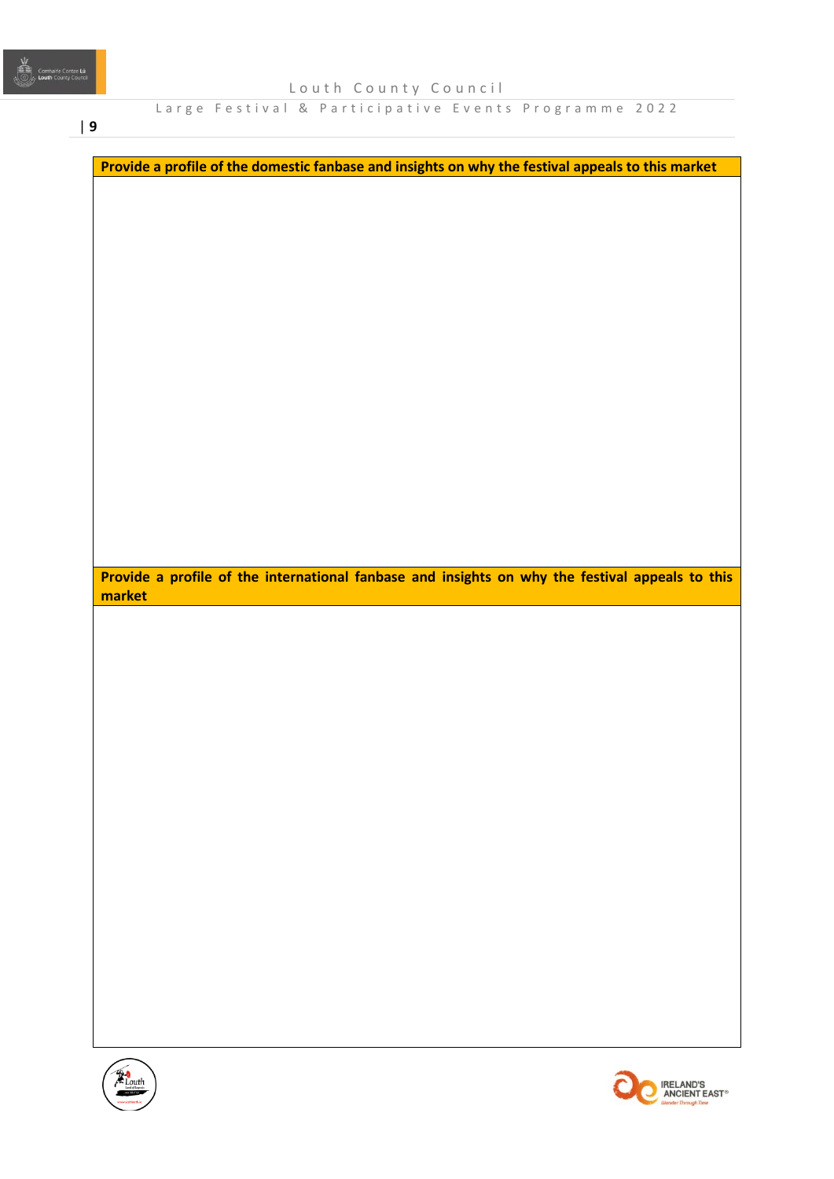| Provide a profile of the domestic fanbase and insights on why the festival appeals to this market |
| --- |
| |

| Provide a profile of the international fanbase and insights on why the festival appeals to this market |
| --- |
| |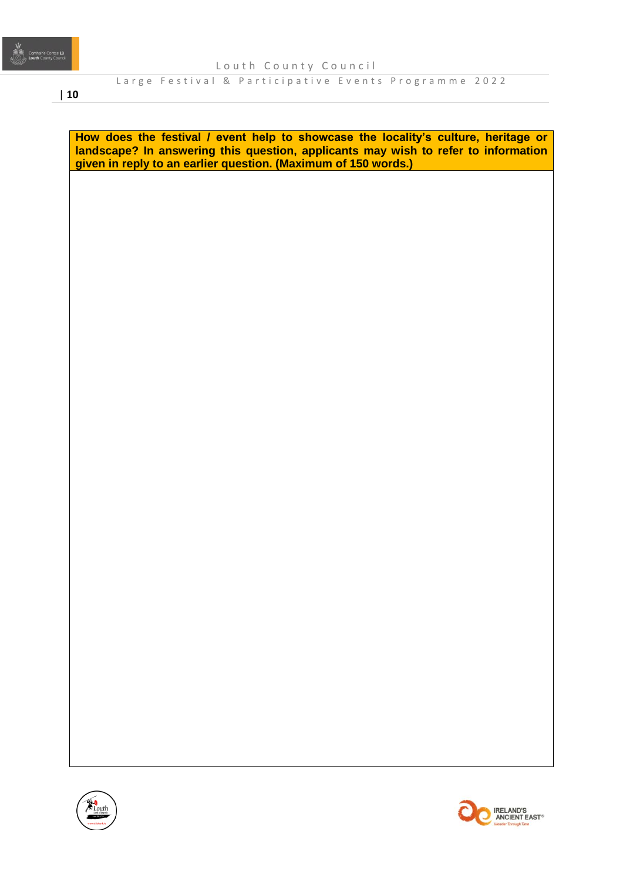| How does the festival / event help to showcase the locality's culture, heritage or landscape? In answering this question, applicants may wish to refer to information given in reply to an earlier question. (Maximum of 150 words.) |
| --- |
| |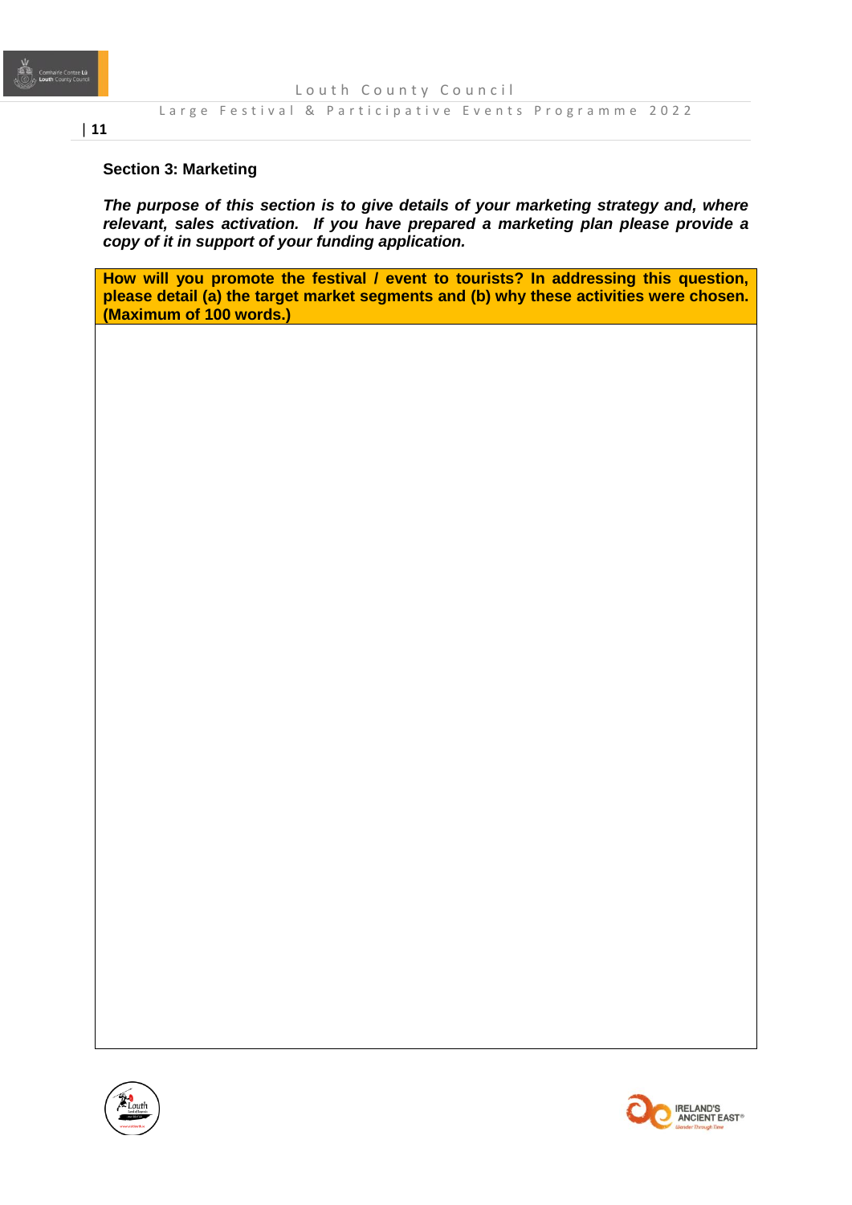## Section 3: Marketing

***The purpose of this section is to give details of your marketing strategy and, where relevant, sales activation. If you have prepared a marketing plan please provide a copy of it in support of your funding application.***

| **How will you promote the festival / event to tourists? In addressing this question, please detail (a) the target market segments and (b) why these activities were chosen. (Maximum of 100 words.)** |
| --- |
| |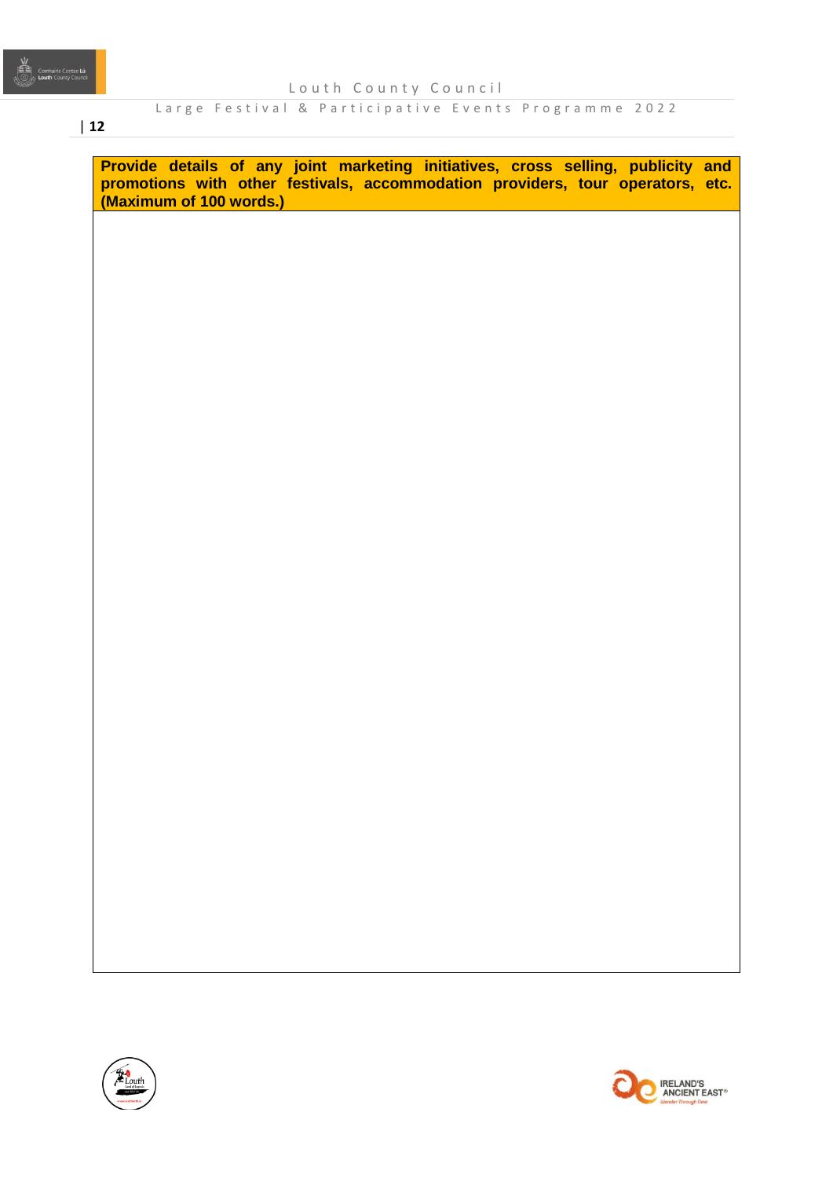| Provide details of any joint marketing initiatives, cross selling, publicity and promotions with other festivals, accommodation providers, tour operators, etc. (Maximum of 100 words.) |
| --- |
| |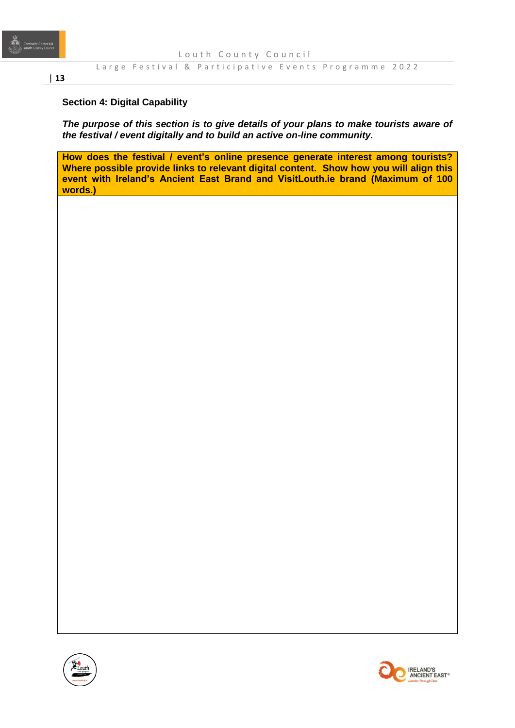**Section 4: Digital Capability**

***The purpose of this section is to give details of your plans to make tourists aware of the festival / event digitally and to build an active on-line community.***

| How does the festival / event's online presence generate interest among tourists? Where possible provide links to relevant digital content. Show how you will align this event with Ireland's Ancient East Brand and VisitLouth.ie brand (Maximum of 100 words.) |
| --- |
| |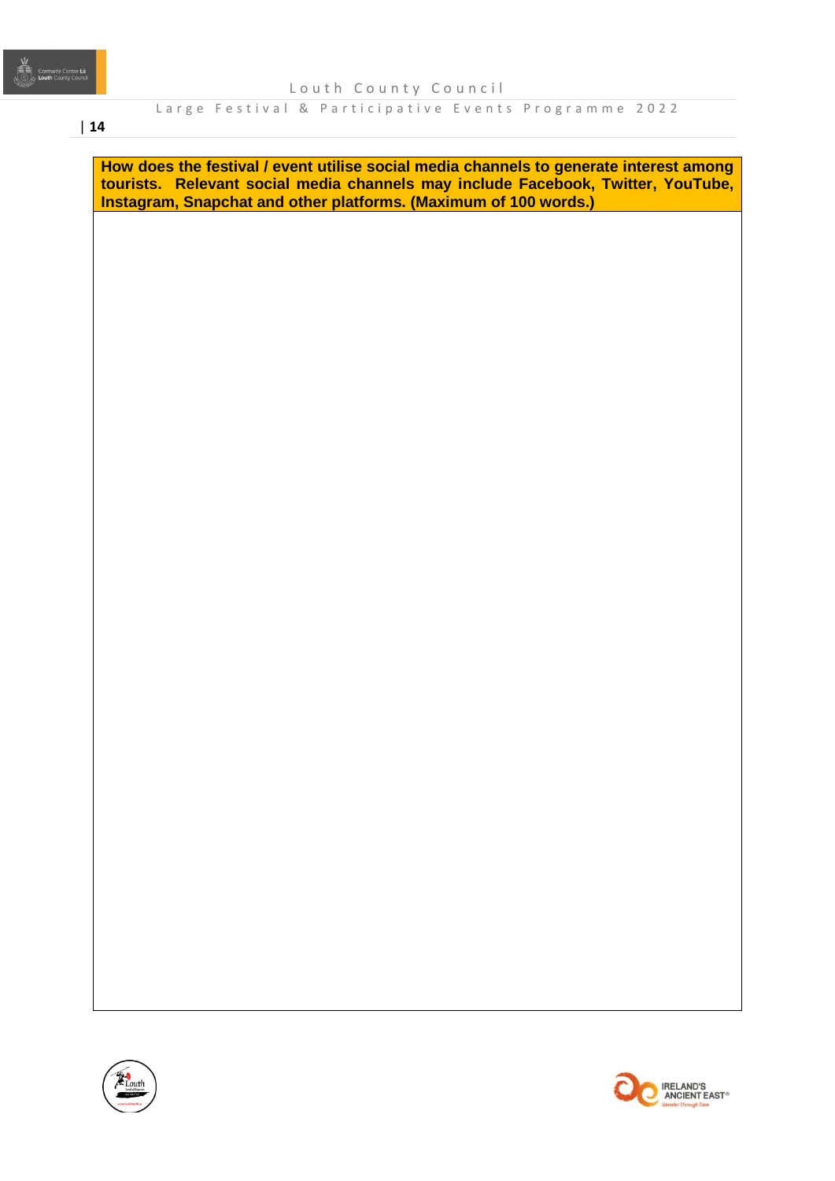| How does the festival / event utilise social media channels to generate interest among tourists. Relevant social media channels may include Facebook, Twitter, YouTube, Instagram, Snapchat and other platforms. (Maximum of 100 words.) |
| --- |
| |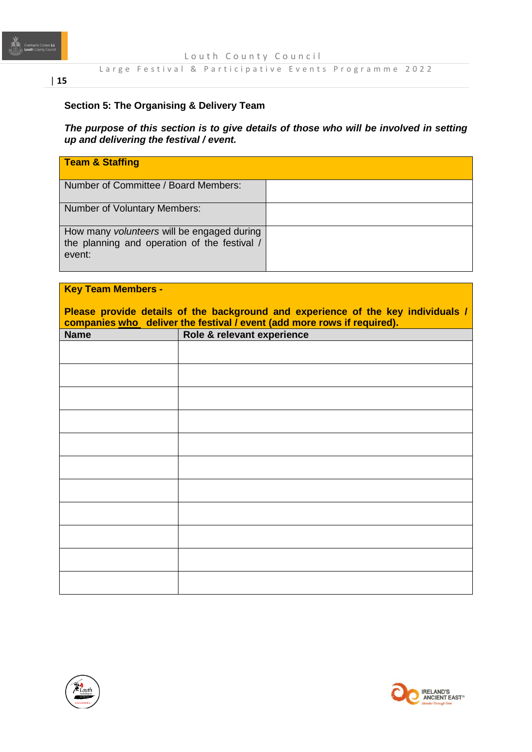## Section 5: The Organising & Delivery Team

***The purpose of this section is to give details of those who will be involved in setting up and delivering the festival / event.***

| **Team & Staffing** | |
|---|---|
| Number of Committee / Board Members: | |
| Number of Voluntary Members: | |
| How many *volunteers* will be engaged during the planning and operation of the festival / event: | |

| **Key Team Members -** <br><br> **Please provide details of the background and experience of the key individuals / companies who deliver the festival / event (add more rows if required).** | |
|---|---|
| **Name** | **Role & relevant experience** |
| | |
| | |
| | |
| | |
| | |
| | |
| | |
| | |
| | |
| | |
| | |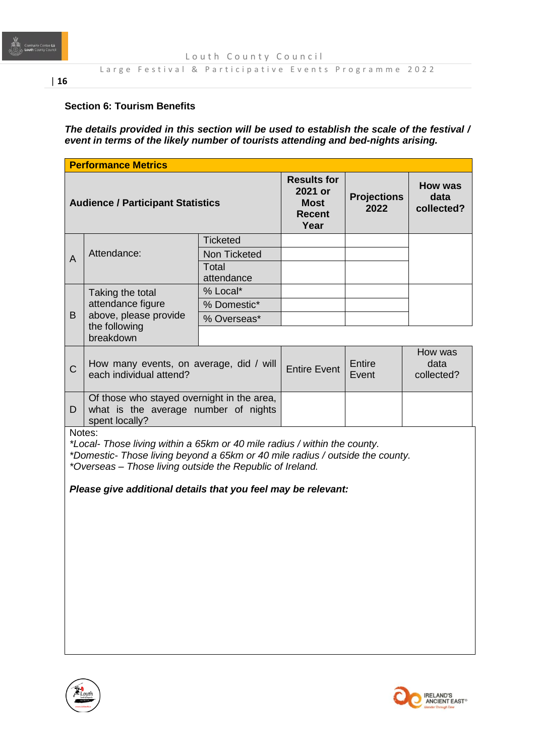**Section 6: Tourism Benefits**

***The details provided in this section will be used to establish the scale of the festival / event in terms of the likely number of tourists attending and bed-nights arising.***

| Performance Metrics | | | | | |
|---|---|---|---|---|---|
| **Audience / Participant Statistics** | | | **Results for 2021 or Most Recent Year** | **Projections 2022** | **How was data collected?** |
| A | Attendance: | Ticketed | | | |
| | | Non Ticketed | | | |
| | | Total attendance | | | |
| B | Taking the total attendance figure above, please provide the following breakdown | % Local* | | | |
| | | % Domestic* | | | |
| | | % Overseas* | | | |
| C | How many events, on average, did / will each individual attend? | | Entire Event | Entire Event | How was data collected? |
| D | Of those who stayed overnight in the area, what is the average number of nights spent locally? | | | | |

Notes:
*\*Local- Those living within a 65km or 40 mile radius / within the county.*
*\*Domestic- Those living beyond a 65km or 40 mile radius / outside the county.*
*\*Overseas – Those living outside the Republic of Ireland.*

***Please give additional details that you feel may be relevant:***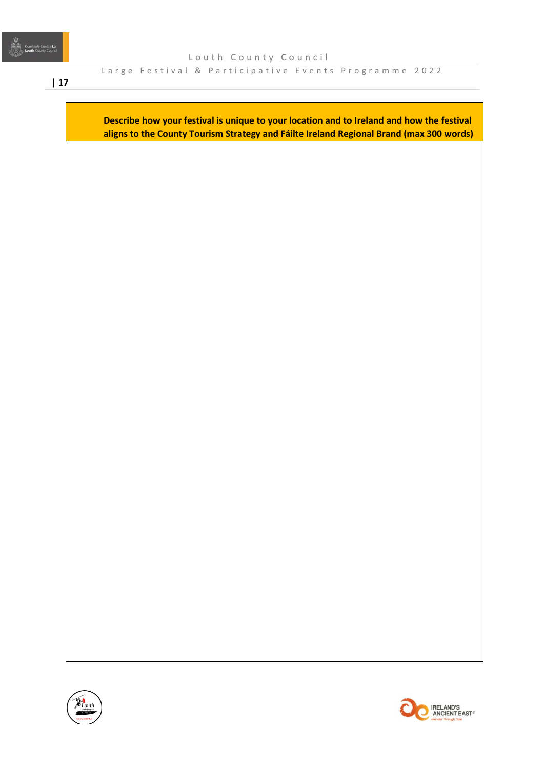| Describe how your festival is unique to your location and to Ireland and how the festival aligns to the County Tourism Strategy and Fáilte Ireland Regional Brand (max 300 words) |
| --- |
| |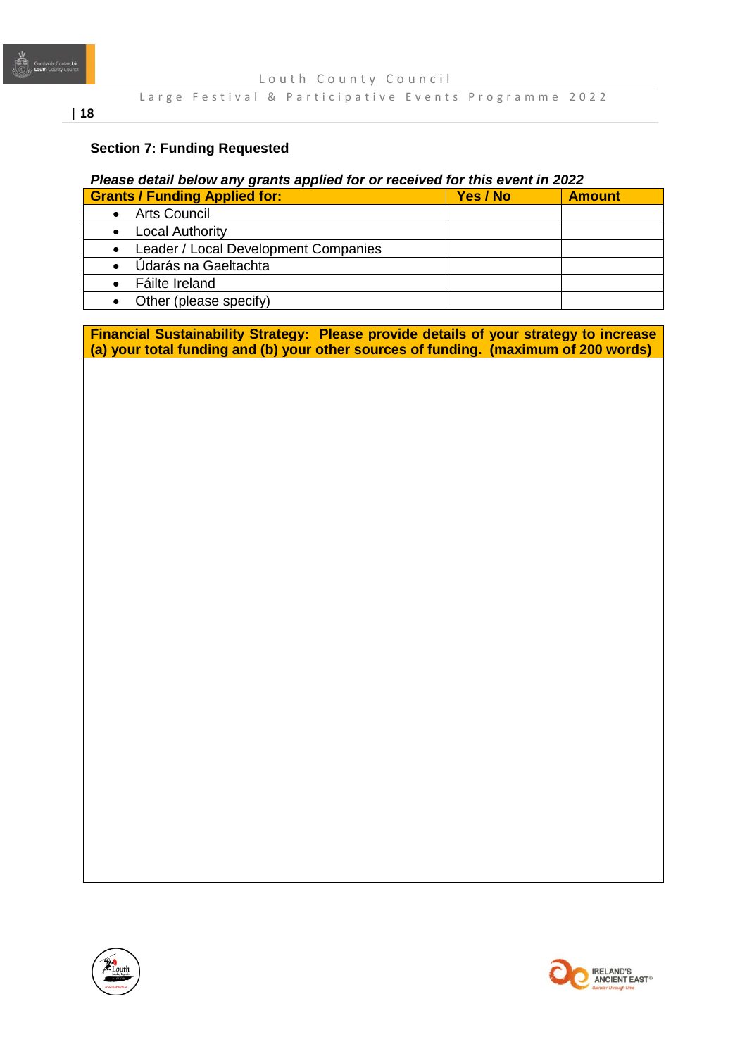## Section 7: Funding Requested

***Please detail below any grants applied for or received for this event in 2022***

| Grants / Funding Applied for: | Yes / No | Amount |
|---|---|---|
| • Arts Council | | |
| • Local Authority | | |
| • Leader / Local Development Companies | | |
| • Údarás na Gaeltachta | | |
| • Fáilte Ireland | | |
| • Other (please specify) | | |

| **Financial Sustainability Strategy: Please provide details of your strategy to increase (a) your total funding and (b) your other sources of funding. (maximum of 200 words)** |
|---|
| |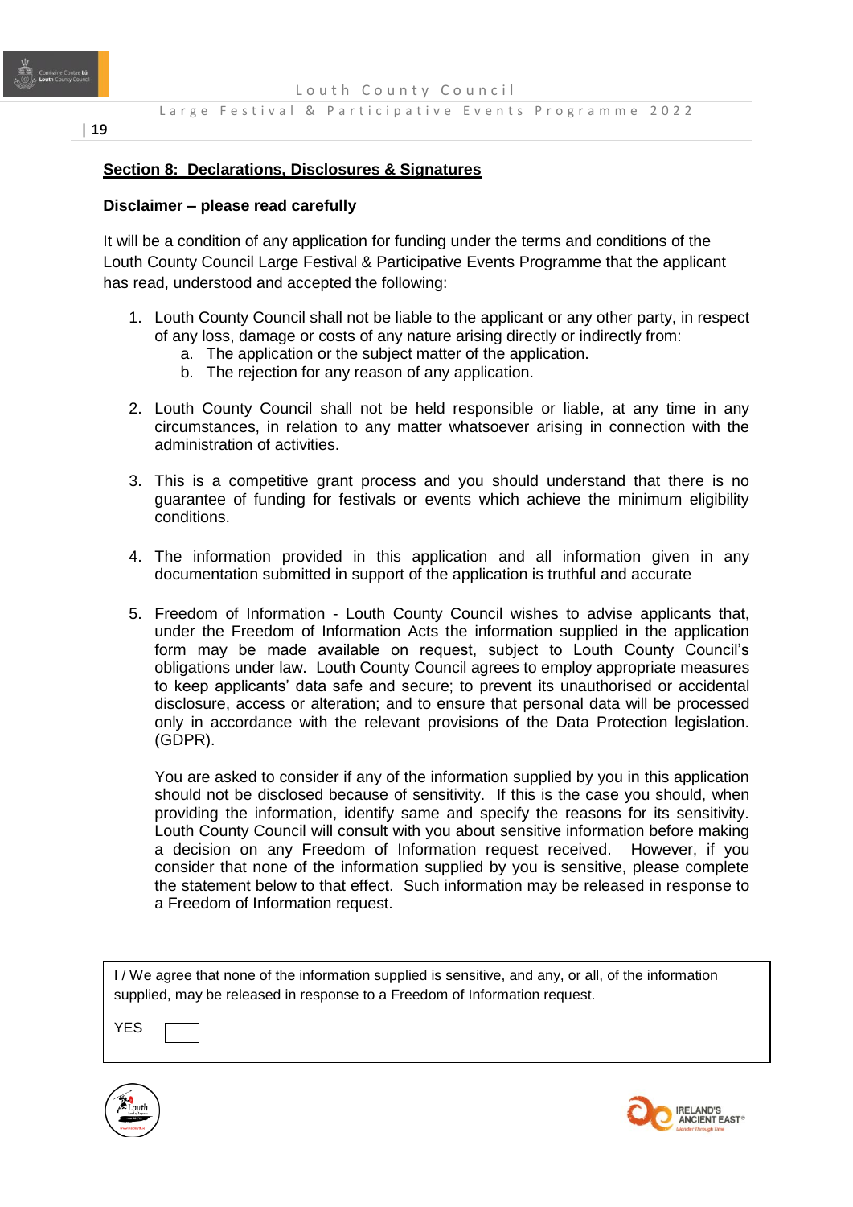## Section 8: Declarations, Disclosures & Signatures

**Disclaimer – please read carefully**

It will be a condition of any application for funding under the terms and conditions of the Louth County Council Large Festival & Participative Events Programme that the applicant has read, understood and accepted the following:

1. Louth County Council shall not be liable to the applicant or any other party, in respect of any loss, damage or costs of any nature arising directly or indirectly from:
   a. The application or the subject matter of the application.
   b. The rejection for any reason of any application.

2. Louth County Council shall not be held responsible or liable, at any time in any circumstances, in relation to any matter whatsoever arising in connection with the administration of activities.

3. This is a competitive grant process and you should understand that there is no guarantee of funding for festivals or events which achieve the minimum eligibility conditions.

4. The information provided in this application and all information given in any documentation submitted in support of the application is truthful and accurate

5. Freedom of Information - Louth County Council wishes to advise applicants that, under the Freedom of Information Acts the information supplied in the application form may be made available on request, subject to Louth County Council's obligations under law. Louth County Council agrees to employ appropriate measures to keep applicants' data safe and secure; to prevent its unauthorised or accidental disclosure, access or alteration; and to ensure that personal data will be processed only in accordance with the relevant provisions of the Data Protection legislation. (GDPR).

   You are asked to consider if any of the information supplied by you in this application should not be disclosed because of sensitivity. If this is the case you should, when providing the information, identify same and specify the reasons for its sensitivity. Louth County Council will consult with you about sensitive information before making a decision on any Freedom of Information request received. However, if you consider that none of the information supplied by you is sensitive, please complete the statement below to that effect. Such information may be released in response to a Freedom of Information request.

| I / We agree that none of the information supplied is sensitive, and any, or all, of the information supplied, may be released in response to a Freedom of Information request. |
|---|
| YES ☐ |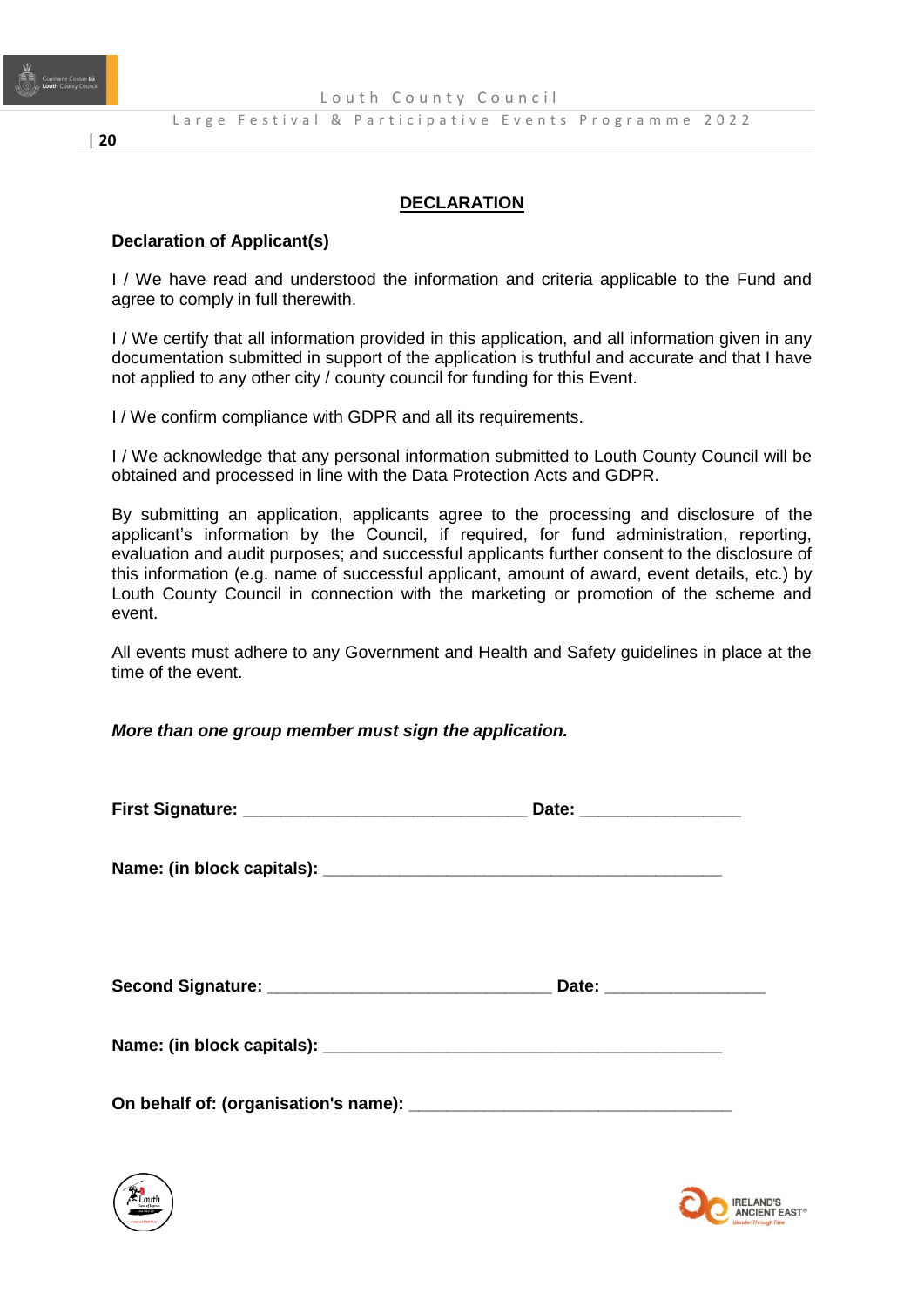## DECLARATION

**Declaration of Applicant(s)**

I / We have read and understood the information and criteria applicable to the Fund and agree to comply in full therewith.

I / We certify that all information provided in this application, and all information given in any documentation submitted in support of the application is truthful and accurate and that I have not applied to any other city / county council for funding for this Event.

I / We confirm compliance with GDPR and all its requirements.

I / We acknowledge that any personal information submitted to Louth County Council will be obtained and processed in line with the Data Protection Acts and GDPR.

By submitting an application, applicants agree to the processing and disclosure of the applicant's information by the Council, if required, for fund administration, reporting, evaluation and audit purposes; and successful applicants further consent to the disclosure of this information (e.g. name of successful applicant, amount of award, event details, etc.) by Louth County Council in connection with the marketing or promotion of the scheme and event.

All events must adhere to any Government and Health and Safety guidelines in place at the time of the event.

***More than one group member must sign the application.***

**First Signature:** ______________________________ **Date:** _________________

**Name: (in block capitals):** __________________________________________

**Second Signature:** ______________________________ **Date:** _________________

**Name: (in block capitals):** __________________________________________

**On behalf of: (organisation's name):** __________________________________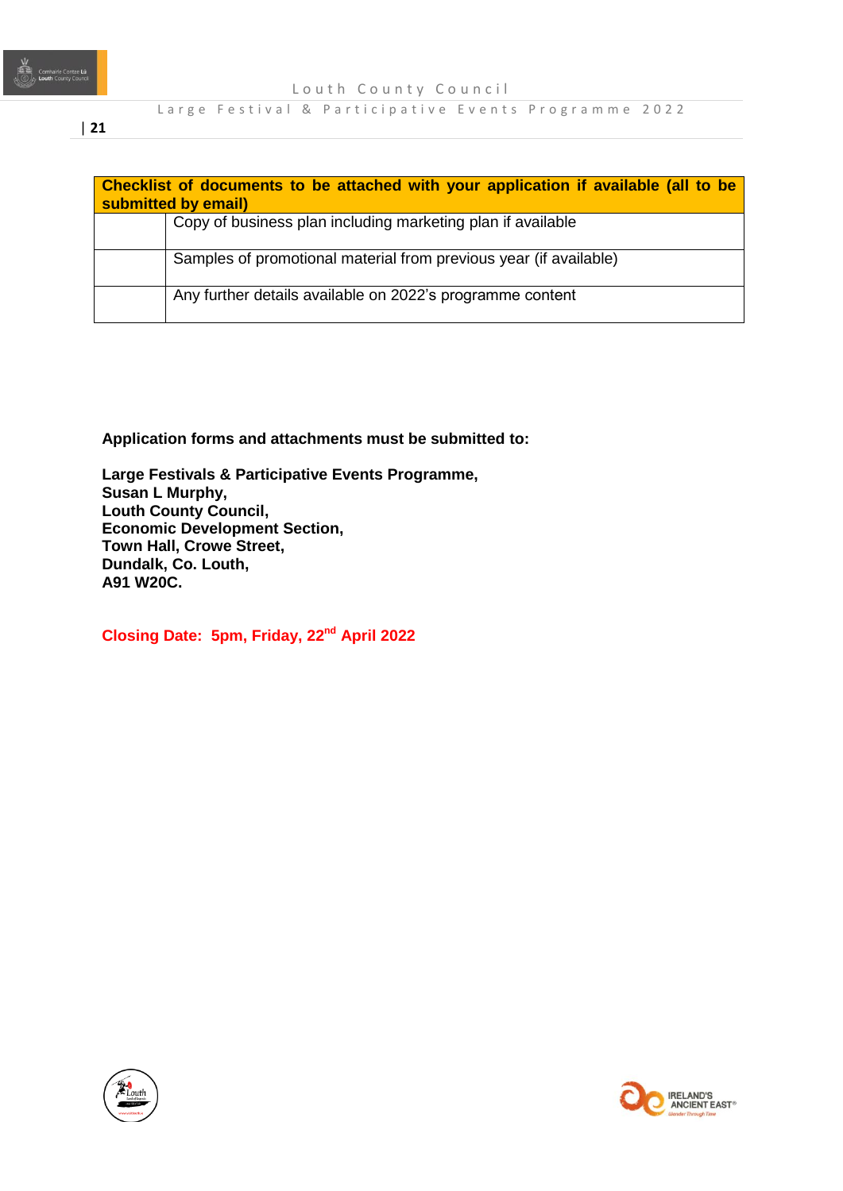| Checklist of documents to be attached with your application if available (all to be submitted by email) | |
|---|---|
| | Copy of business plan including marketing plan if available |
| | Samples of promotional material from previous year (if available) |
| | Any further details available on 2022's programme content |

**Application forms and attachments must be submitted to:**

**Large Festivals & Participative Events Programme,**
**Susan L Murphy,**
**Louth County Council,**
**Economic Development Section,**
**Town Hall, Crowe Street,**
**Dundalk, Co. Louth,**
**A91 W20C.**

**Closing Date: 5pm, Friday, 22nd April 2022**